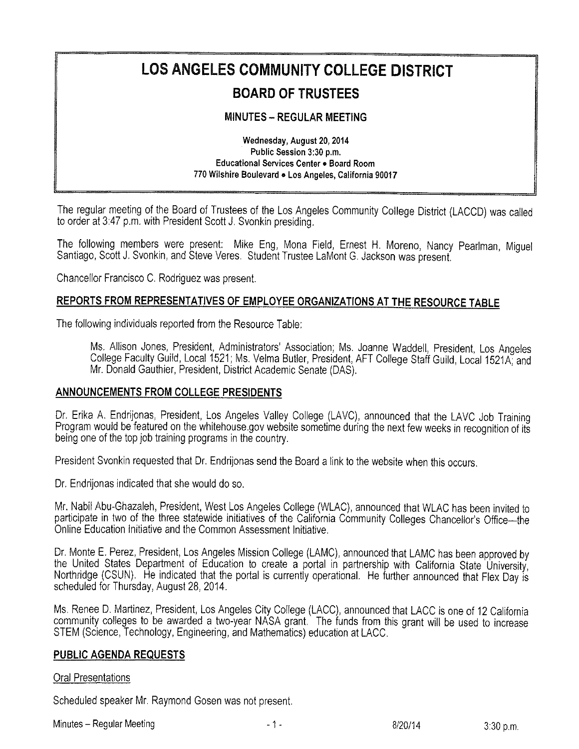# LOS ANGELES COMMUNITY COLLEGE DISTRICT

## BOARD OF TRUSTEES

### MINUTES – REGULAR MEETING

**Wednesday, August 20, 2014**
**Public Session 3:30 p.m.**
**Educational Services Center • Board Room**
**770 Wilshire Boulevard • Los Angeles, California 90017**

The regular meeting of the Board of Trustees of the Los Angeles Community College District (LACCD) was called to order at 3:47 p.m. with President Scott J. Svonkin presiding.

The following members were present: Mike Eng, Mona Field, Ernest H. Moreno, Nancy Pearlman, Miguel Santiago, Scott J. Svonkin, and Steve Veres. Student Trustee LaMont G. Jackson was present.

Chancellor Francisco C. Rodriguez was present.

## REPORTS FROM REPRESENTATIVES OF EMPLOYEE ORGANIZATIONS AT THE RESOURCE TABLE

The following individuals reported from the Resource Table:

> Ms. Allison Jones, President, Administrators' Association; Ms. Joanne Waddell, President, Los Angeles College Faculty Guild, Local 1521; Ms. Velma Butler, President, AFT College Staff Guild, Local 1521A; and Mr. Donald Gauthier, President, District Academic Senate (DAS).

## ANNOUNCEMENTS FROM COLLEGE PRESIDENTS

Dr. Erika A. Endrijonas, President, Los Angeles Valley College (LAVC), announced that the LAVC Job Training Program would be featured on the whitehouse.gov website sometime during the next few weeks in recognition of its being one of the top job training programs in the country.

President Svonkin requested that Dr. Endrijonas send the Board a link to the website when this occurs.

Dr. Endrijonas indicated that she would do so.

Mr. Nabil Abu-Ghazaleh, President, West Los Angeles College (WLAC), announced that WLAC has been invited to participate in two of the three statewide initiatives of the California Community Colleges Chancellor's Office—the Online Education Initiative and the Common Assessment Initiative.

Dr. Monte E. Perez, President, Los Angeles Mission College (LAMC), announced that LAMC has been approved by the United States Department of Education to create a portal in partnership with California State University, Northridge (CSUN). He indicated that the portal is currently operational. He further announced that Flex Day is scheduled for Thursday, August 28, 2014.

Ms. Renee D. Martinez, President, Los Angeles City College (LACC), announced that LACC is one of 12 California community colleges to be awarded a two-year NASA grant. The funds from this grant will be used to increase STEM (Science, Technology, Engineering, and Mathematics) education at LACC.

## PUBLIC AGENDA REQUESTS

Oral Presentations

Scheduled speaker Mr. Raymond Gosen was not present.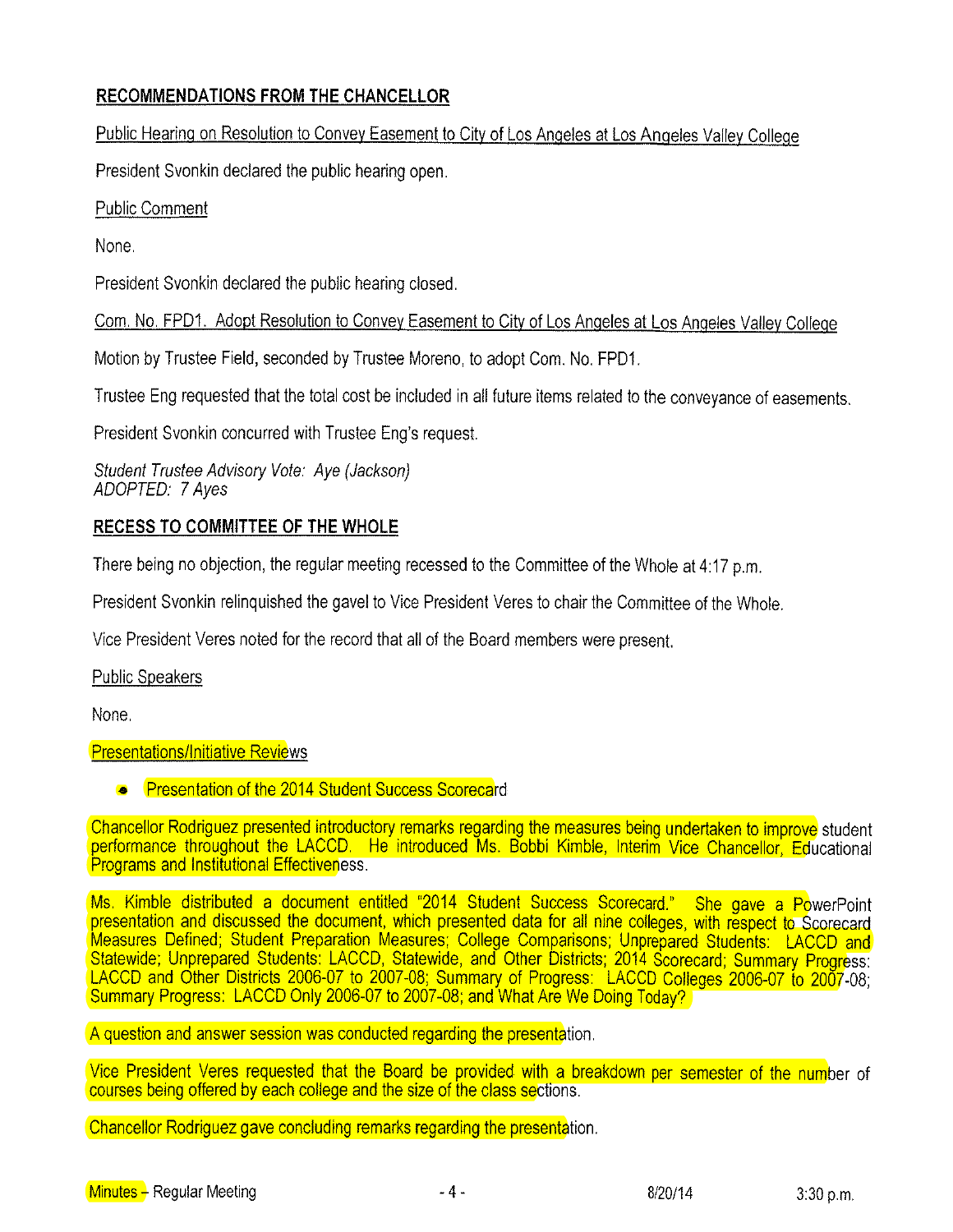**RECOMMENDATIONS FROM THE CHANCELLOR**

Public Hearing on Resolution to Convey Easement to City of Los Angeles at Los Angeles Valley College

President Svonkin declared the public hearing open.

Public Comment

None.

President Svonkin declared the public hearing closed.

Com. No. FPD1. Adopt Resolution to Convey Easement to City of Los Angeles at Los Angeles Valley College

Motion by Trustee Field, seconded by Trustee Moreno, to adopt Com. No. FPD1.

Trustee Eng requested that the total cost be included in all future items related to the conveyance of easements.

President Svonkin concurred with Trustee Eng's request.

*Student Trustee Advisory Vote: Aye (Jackson)*
*ADOPTED: 7 Ayes*

**RECESS TO COMMITTEE OF THE WHOLE**

There being no objection, the regular meeting recessed to the Committee of the Whole at 4:17 p.m.

President Svonkin relinquished the gavel to Vice President Veres to chair the Committee of the Whole.

Vice President Veres noted for the record that all of the Board members were present.

Public Speakers

None.

Presentations/Initiative Reviews

- Presentation of the 2014 Student Success Scorecard

Chancellor Rodriguez presented introductory remarks regarding the measures being undertaken to improve student performance throughout the LACCD. He introduced Ms. Bobbi Kimble, Interim Vice Chancellor, Educational Programs and Institutional Effectiveness.

Ms. Kimble distributed a document entitled "2014 Student Success Scorecard." She gave a PowerPoint presentation and discussed the document, which presented data for all nine colleges, with respect to Scorecard Measures Defined; Student Preparation Measures; College Comparisons; Unprepared Students: LACCD and Statewide; Unprepared Students: LACCD, Statewide, and Other Districts; 2014 Scorecard; Summary Progress: LACCD and Other Districts 2006-07 to 2007-08; Summary of Progress: LACCD Colleges 2006-07 to 2007-08; Summary Progress: LACCD Only 2006-07 to 2007-08; and What Are We Doing Today?

A question and answer session was conducted regarding the presentation.

Vice President Veres requested that the Board be provided with a breakdown per semester of the number of courses being offered by each college and the size of the class sections.

Chancellor Rodriguez gave concluding remarks regarding the presentation.